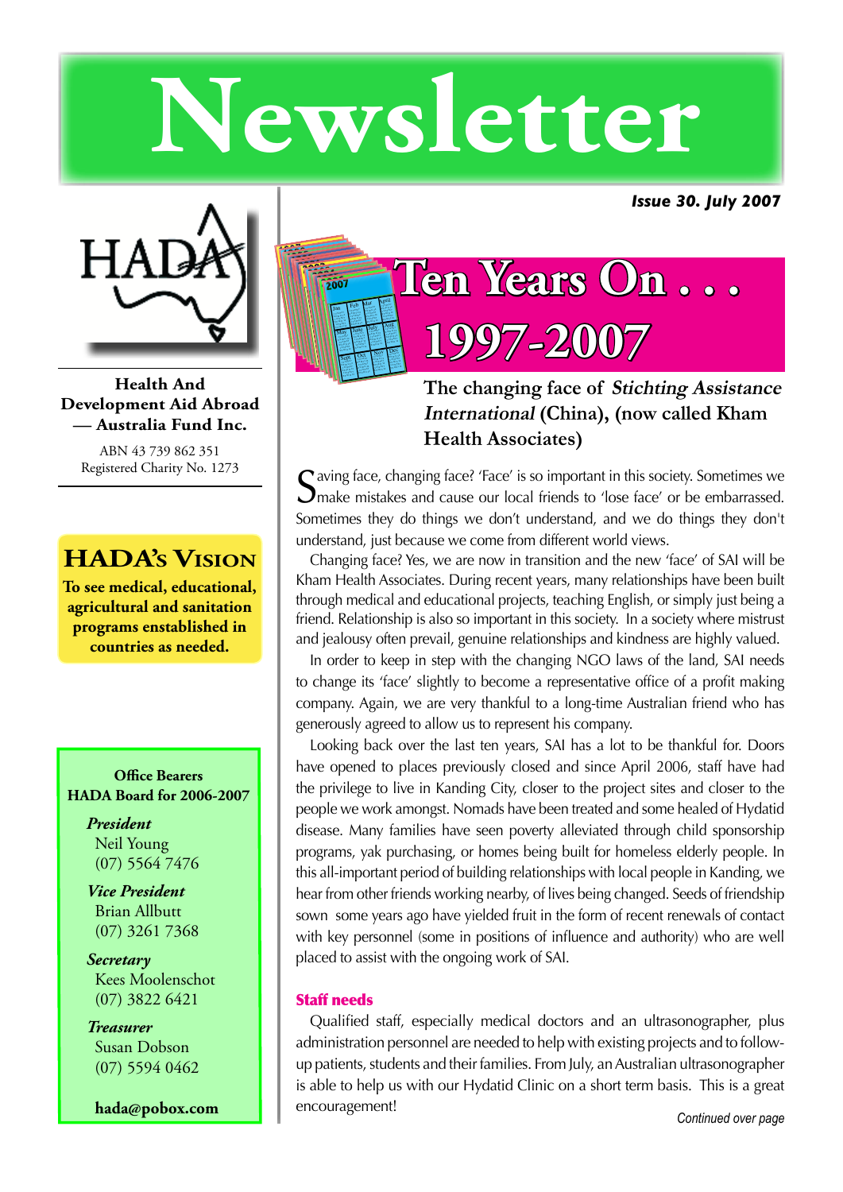# Newsletter

***Issue 30. July 2007***

**Health And Development Aid Abroad — Australia Fund Inc.**

ABN 43 739 862 351
Registered Charity No. 1273

## HADA's Vision

**To see medical, educational, agricultural and sanitation programs established in countries as needed.**

**Office Bearers**
**HADA Board for 2006-2007**

***President***
Neil Young
(07) 5564 7476

***Vice President***
Brian Allbutt
(07) 3261 7368

***Secretary***
Kees Moolenschot
(07) 3822 6421

***Treasurer***
Susan Dobson
(07) 5594 0462

**hada@pobox.com**

# Ten Years On . . . 1997-2007

### The changing face of *Stichting Assistance International* (China), (now called Kham Health Associates)

Saving face, changing face? 'Face' is so important in this society. Sometimes we make mistakes and cause our local friends to 'lose face' or be embarrassed. Sometimes they do things we don't understand, and we do things they don't understand, just because we come from different world views.

Changing face? Yes, we are now in transition and the new 'face' of SAI will be Kham Health Associates. During recent years, many relationships have been built through medical and educational projects, teaching English, or simply just being a friend. Relationship is also so important in this society. In a society where mistrust and jealousy often prevail, genuine relationships and kindness are highly valued.

In order to keep in step with the changing NGO laws of the land, SAI needs to change its 'face' slightly to become a representative office of a profit making company. Again, we are very thankful to a long-time Australian friend who has generously agreed to allow us to represent his company.

Looking back over the last ten years, SAI has a lot to be thankful for. Doors have opened to places previously closed and since April 2006, staff have had the privilege to live in Kanding City, closer to the project sites and closer to the people we work amongst. Nomads have been treated and some healed of Hydatid disease. Many families have seen poverty alleviated through child sponsorship programs, yak purchasing, or homes being built for homeless elderly people. In this all-important period of building relationships with local people in Kanding, we hear from other friends working nearby, of lives being changed. Seeds of friendship sown some years ago have yielded fruit in the form of recent renewals of contact with key personnel (some in positions of influence and authority) who are well placed to assist with the ongoing work of SAI.

#### Staff needs

Qualified staff, especially medical doctors and an ultrasonographer, plus administration personnel are needed to help with existing projects and to follow-up patients, students and their families. From July, an Australian ultrasonographer is able to help us with our Hydatid Clinic on a short term basis. This is a great encouragement!

*Continued over page*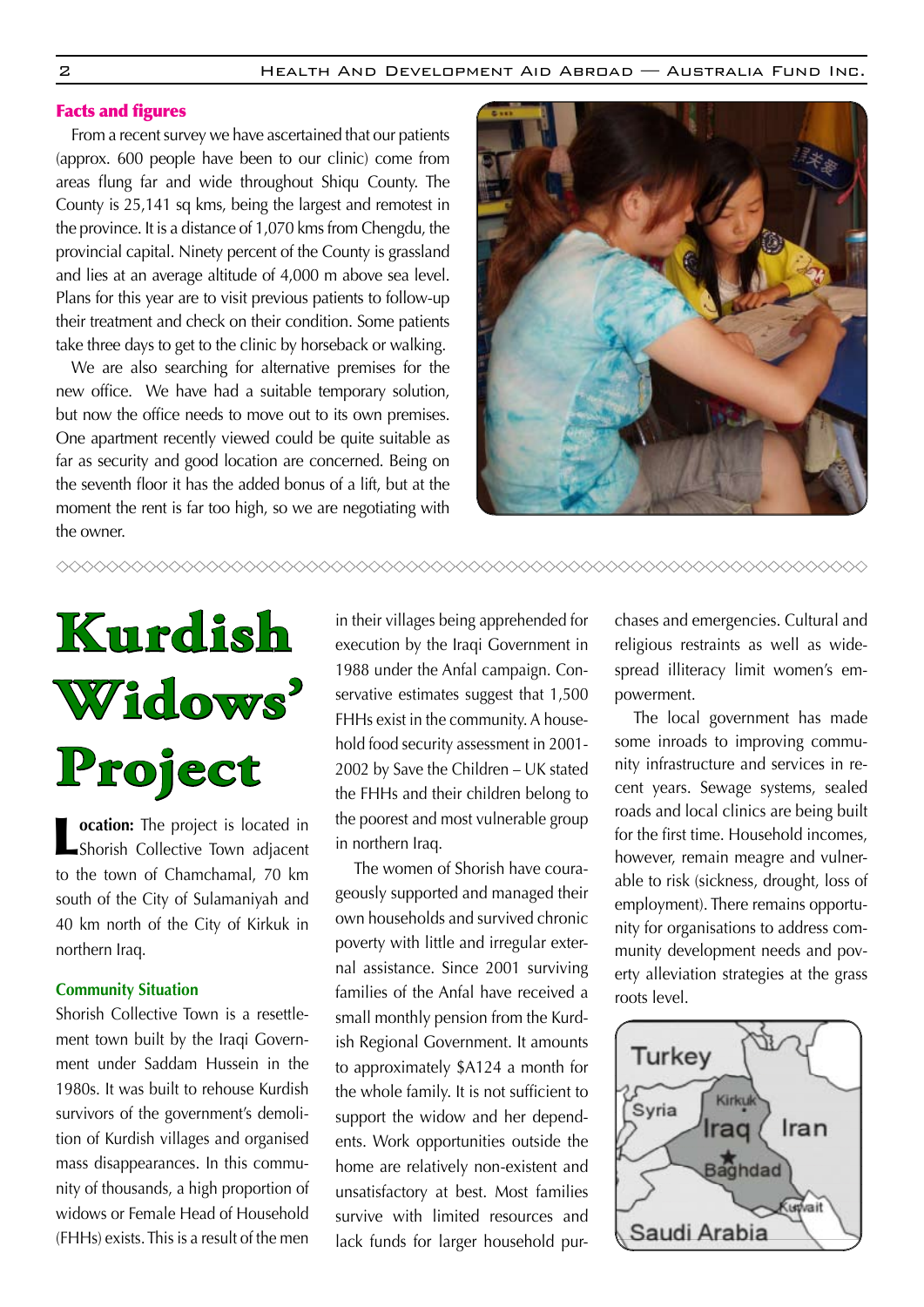## Facts and figures

From a recent survey we have ascertained that our patients (approx. 600 people have been to our clinic) come from areas flung far and wide throughout Shiqu County. The County is 25,141 sq kms, being the largest and remotest in the province. It is a distance of 1,070 kms from Chengdu, the provincial capital. Ninety percent of the County is grassland and lies at an average altitude of 4,000 m above sea level. Plans for this year are to visit previous patients to follow-up their treatment and check on their condition. Some patients take three days to get to the clinic by horseback or walking.

We are also searching for alternative premises for the new office. We have had a suitable temporary solution, but now the office needs to move out to its own premises. One apartment recently viewed could be quite suitable as far as security and good location are concerned. Being on the seventh floor it has the added bonus of a lift, but at the moment the rent is far too high, so we are negotiating with the owner.

# Kurdish Widows' Project

**Location:** The project is located in Shorish Collective Town adjacent to the town of Chamchamal, 70 km south of the City of Sulamaniyah and 40 km north of the City of Kirkuk in northern Iraq.

### Community Situation

Shorish Collective Town is a resettlement town built by the Iraqi Government under Saddam Hussein in the 1980s. It was built to rehouse Kurdish survivors of the government's demolition of Kurdish villages and organised mass disappearances. In this community of thousands, a high proportion of widows or Female Head of Household (FHHs) exists. This is a result of the men in their villages being apprehended for execution by the Iraqi Government in 1988 under the Anfal campaign. Conservative estimates suggest that 1,500 FHHs exist in the community. A household food security assessment in 2001-2002 by Save the Children – UK stated the FHHs and their children belong to the poorest and most vulnerable group in northern Iraq.

The women of Shorish have courageously supported and managed their own households and survived chronic poverty with little and irregular external assistance. Since 2001 surviving families of the Anfal have received a small monthly pension from the Kurdish Regional Government. It amounts to approximately $A124 a month for the whole family. It is not sufficient to support the widow and her dependents. Work opportunities outside the home are relatively non-existent and unsatisfactory at best. Most families survive with limited resources and lack funds for larger household purchases and emergencies. Cultural and religious restraints as well as widespread illiteracy limit women's empowerment.

The local government has made some inroads to improving community infrastructure and services in recent years. Sewage systems, sealed roads and local clinics are being built for the first time. Household incomes, however, remain meagre and vulnerable to risk (sickness, drought, loss of employment). There remains opportunity for organisations to address community development needs and poverty alleviation strategies at the grass roots level.

Turkey
Syria
Kirkuk
Iraq
Iran
Baghdad
Kuwait
Saudi Arabia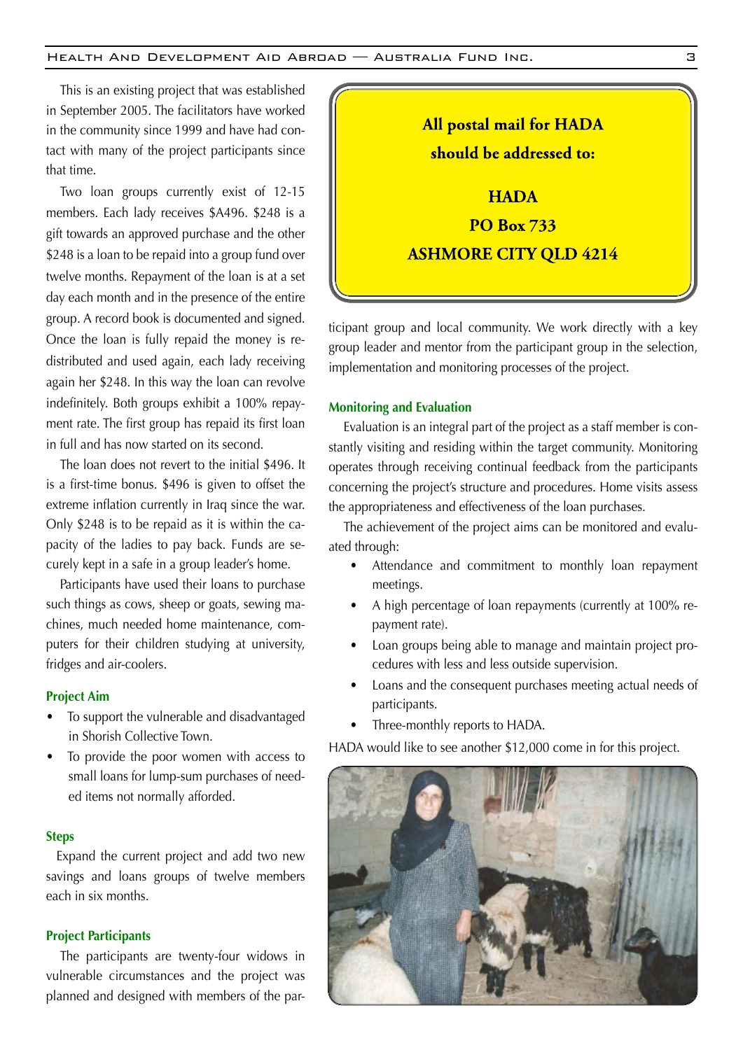This is an existing project that was established in September 2005. The facilitators have worked in the community since 1999 and have had contact with many of the project participants since that time.

Two loan groups currently exist of 12-15 members. Each lady receives $A496. $248 is a gift towards an approved purchase and the other $248 is a loan to be repaid into a group fund over twelve months. Repayment of the loan is at a set day each month and in the presence of the entire group. A record book is documented and signed. Once the loan is fully repaid the money is redistributed and used again, each lady receiving again her $248. In this way the loan can revolve indefinitely. Both groups exhibit a 100% repayment rate. The first group has repaid its first loan in full and has now started on its second.

The loan does not revert to the initial $496. It is a first-time bonus. $496 is given to offset the extreme inflation currently in Iraq since the war. Only $248 is to be repaid as it is within the capacity of the ladies to pay back. Funds are securely kept in a safe in a group leader's home.

Participants have used their loans to purchase such things as cows, sheep or goats, sewing machines, much needed home maintenance, computers for their children studying at university, fridges and air-coolers.

### Project Aim

- To support the vulnerable and disadvantaged in Shorish Collective Town.
- To provide the poor women with access to small loans for lump-sum purchases of needed items not normally afforded.

### Steps

Expand the current project and add two new savings and loans groups of twelve members each in six months.

### Project Participants

The participants are twenty-four widows in vulnerable circumstances and the project was planned and designed with members of the participant group and local community. We work directly with a key group leader and mentor from the participant group in the selection, implementation and monitoring processes of the project.

**All postal mail for HADA should be addressed to:**

**HADA**
**PO Box 733**
**ASHMORE CITY QLD 4214**

### Monitoring and Evaluation

Evaluation is an integral part of the project as a staff member is constantly visiting and residing within the target community. Monitoring operates through receiving continual feedback from the participants concerning the project's structure and procedures. Home visits assess the appropriateness and effectiveness of the loan purchases.

The achievement of the project aims can be monitored and evaluated through:

- Attendance and commitment to monthly loan repayment meetings.
- A high percentage of loan repayments (currently at 100% repayment rate).
- Loan groups being able to manage and maintain project procedures with less and less outside supervision.
- Loans and the consequent purchases meeting actual needs of participants.
- Three-monthly reports to HADA.

HADA would like to see another $12,000 come in for this project.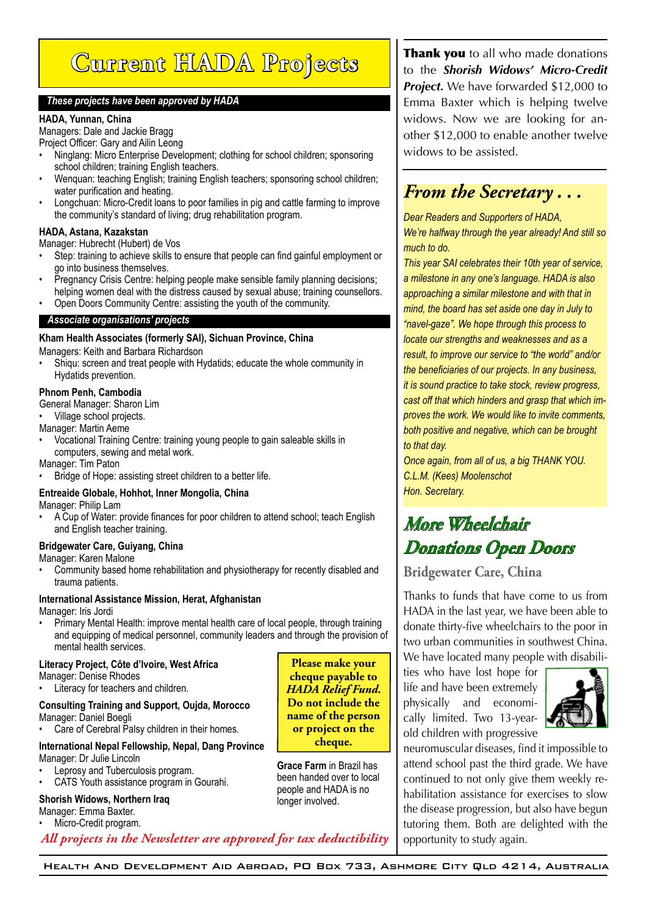# Current HADA Projects

***These projects have been approved by HADA***

**HADA, Yunnan, China**
Managers: Dale and Jackie Bragg
Project Officer: Gary and Ailin Leong

- Ninglang: Micro Enterprise Development; clothing for school children; sponsoring school children; training English teachers.
- Wenquan: teaching English; training English teachers; sponsoring school children; water purification and heating.
- Longchuan: Micro-Credit loans to poor families in pig and cattle farming to improve the community's standard of living; drug rehabilitation program.

**HADA, Astana, Kazakstan**
Manager: Hubrecht (Hubert) de Vos

- Step: training to achieve skills to ensure that people can find gainful employment or go into business themselves.
- Pregnancy Crisis Centre: helping people make sensible family planning decisions; helping women deal with the distress caused by sexual abuse; training counsellors.
- Open Doors Community Centre: assisting the youth of the community.

***Associate organisations' projects***

**Kham Health Associates (formerly SAI), Sichuan Province, China**
Managers: Keith and Barbara Richardson

- Shiqu: screen and treat people with Hydatids; educate the whole community in Hydatids prevention.

**Phnom Penh, Cambodia**
General Manager: Sharon Lim

- Village school projects.

Manager: Martin Aeme

- Vocational Training Centre: training young people to gain saleable skills in computers, sewing and metal work.

Manager: Tim Paton

- Bridge of Hope: assisting street children to a better life.

**Entreaide Globale, Hohhot, Inner Mongolia, China**
Manager: Philip Lam

- A Cup of Water: provide finances for poor children to attend school; teach English and English teacher training.

**Bridgewater Care, Guiyang, China**
Manager: Karen Malone

- Community based home rehabilitation and physiotherapy for recently disabled and trauma patients.

**International Assistance Mission, Herat, Afghanistan**
Manager: Iris Jordi

- Primary Mental Health: improve mental health care of local people, through training and equipping of medical personnel, community leaders and through the provision of mental health services.

**Literacy Project, Côte d'Ivoire, West Africa**
Manager: Denise Rhodes

- Literacy for teachers and children.

**Consulting Training and Support, Oujda, Morocco**
Manager: Daniel Boegli

- Care of Cerebral Palsy children in their homes.

**International Nepal Fellowship, Nepal, Dang Province**
Manager: Dr Julie Lincoln

- Leprosy and Tuberculosis program.
- CATS Youth assistance program in Gourahi.

**Shorish Widows, Northern Iraq**
Manager: Emma Baxter.

- Micro-Credit program.

**Please make your cheque payable to *HADA Relief Fund*. Do not include the name of the person or project on the cheque.**

**Grace Farm** in Brazil has been handed over to local people and HADA is no longer involved.

***All projects in the Newsletter are approved for tax deductibility***

**Thank you** to all who made donations to the ***Shorish Widows' Micro-Credit Project***. We have forwarded $12,000 to Emma Baxter which is helping twelve widows. Now we are looking for another $12,000 to enable another twelve widows to be assisted.

## *From the Secretary . . .*

*Dear Readers and Supporters of HADA,*

*We're halfway through the year already! And still so much to do.*

*This year SAI celebrates their 10th year of service, a milestone in any one's language. HADA is also approaching a similar milestone and with that in mind, the board has set aside one day in July to "navel-gaze". We hope through this process to locate our strengths and weaknesses and as a result, to improve our service to "the world" and/or the beneficiaries of our projects. In any business, it is sound practice to take stock, review progress, cast off that which hinders and grasp that which improves the work. We would like to invite comments, both positive and negative, which can be brought to that day.*

*Once again, from all of us, a big THANK YOU.*

*C.L.M. (Kees) Moolenschot*
*Hon. Secretary.*

## *More Wheelchair Donations Open Doors*

### Bridgewater Care, China

Thanks to funds that have come to us from HADA in the last year, we have been able to donate thirty-five wheelchairs to the poor in two urban communities in southwest China. We have located many people with disabilities who have lost hope for life and have been extremely physically and economically limited. Two 13-year-old children with progressive neuromuscular diseases, find it impossible to attend school past the third grade. We have continued to not only give them weekly rehabilitation assistance for exercises to slow the disease progression, but also have begun tutoring them. Both are delighted with the opportunity to study again.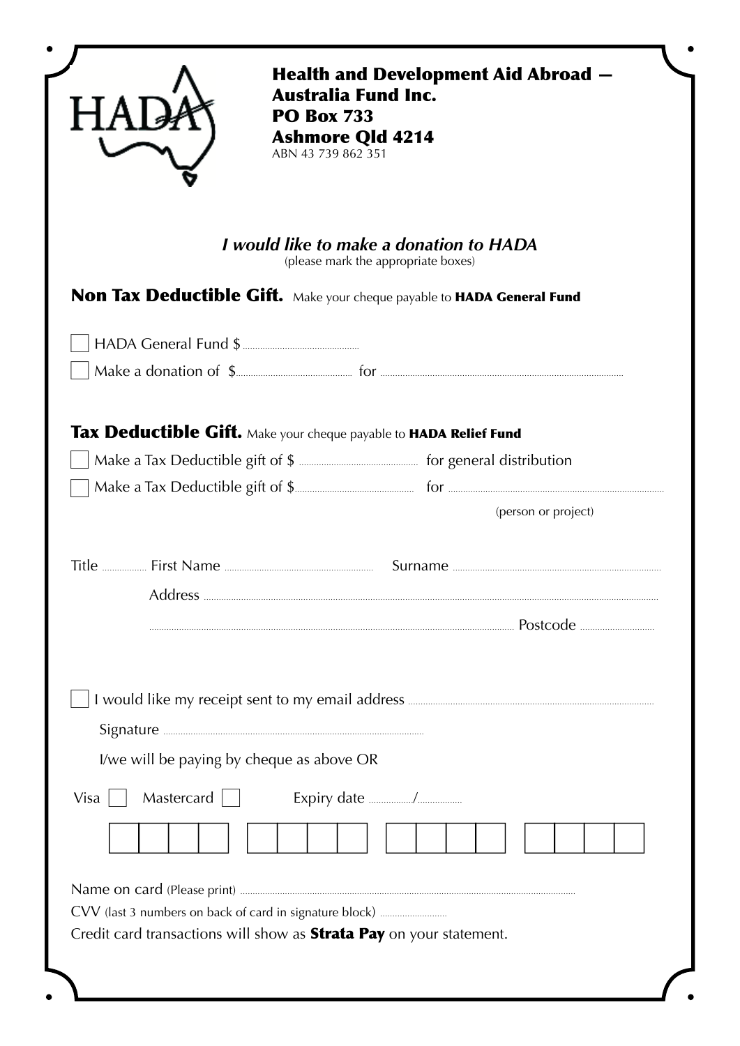**Health and Development Aid Abroad — Australia Fund Inc.**
**PO Box 733**
**Ashmore Qld 4214**
ABN 43 739 862 351

### *I would like to make a donation to HADA*

(please mark the appropriate boxes)

**Non Tax Deductible Gift.** Make your cheque payable to **HADA General Fund**

☐ HADA General Fund $ ..............................

☐ Make a donation of $.............................. for ..............................

**Tax Deductible Gift.** Make your cheque payable to **HADA Relief Fund**

☐ Make a Tax Deductible gift of $ .............................. for general distribution

☐ Make a Tax Deductible gift of $.............................. for ..............................

(person or project)

Title .......... First Name .............................. Surname ..............................

Address ..............................

.............................. Postcode ..........

☐ I would like my receipt sent to my email address ..............................

Signature ..............................

I/we will be paying by cheque as above OR

Visa ☐ Mastercard ☐ Expiry date ........../..........

| | | | | | | | | | | | | | | | |
|---|---|---|---|---|---|---|---|---|---|---|---|---|---|---|---|
| | | | | | | | | | | | | | | | |

Name on card (Please print) ..............................

CVV (last 3 numbers on back of card in signature block) ..........

Credit card transactions will show as **Strata Pay** on your statement.